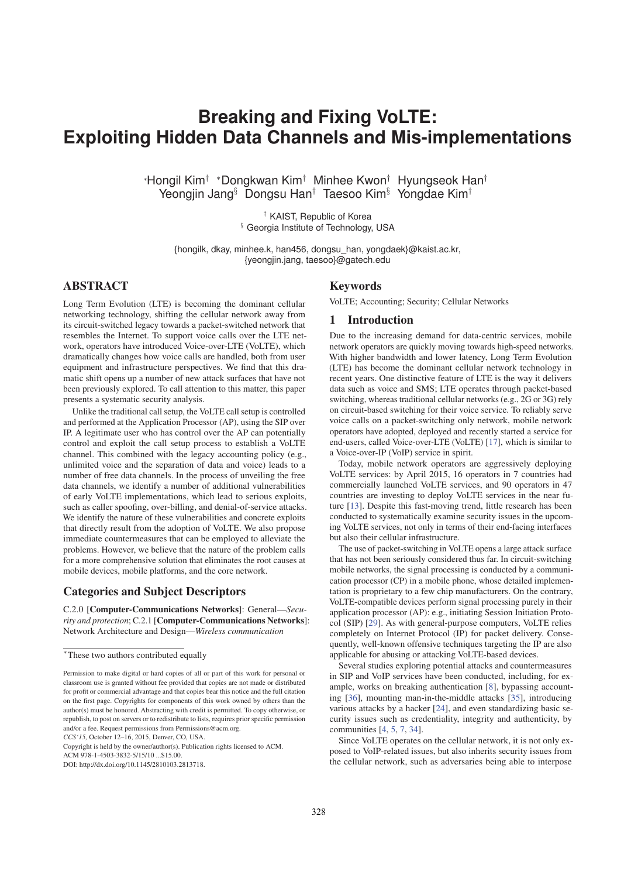# Breaking and Fixing VoLTE: Exploiting Hidden Data Channels and Mis-implementations

*Hongil Kim[†] *Dongkwan Kim[†] Minhee Kwon[†] Hyungseok Han[†]
Yeongjin Jang[§] Dongsu Han[†] Taesoo Kim[§] Yongdae Kim[†]

[†] KAIST, Republic of Korea
[§] Georgia Institute of Technology, USA

{hongilk, dkay, minhee.k, han456, dongsu_han, yongdaek}@kaist.ac.kr,
{yeongjin.jang, taesoo}@gatech.edu

## ABSTRACT

Long Term Evolution (LTE) is becoming the dominant cellular networking technology, shifting the cellular network away from its circuit-switched legacy towards a packet-switched network that resembles the Internet. To support voice calls over the LTE network, operators have introduced Voice-over-LTE (VoLTE), which dramatically changes how voice calls are handled, both from user equipment and infrastructure perspectives. We find that this dramatic shift opens up a number of new attack surfaces that have not been previously explored. To call attention to this matter, this paper presents a systematic security analysis.

Unlike the traditional call setup, the VoLTE call setup is controlled and performed at the Application Processor (AP), using the SIP over IP. A legitimate user who has control over the AP can potentially control and exploit the call setup process to establish a VoLTE channel. This combined with the legacy accounting policy (e.g., unlimited voice and the separation of data and voice) leads to a number of free data channels. In the process of unveiling the free data channels, we identify a number of additional vulnerabilities of early VoLTE implementations, which lead to serious exploits, such as caller spoofing, over-billing, and denial-of-service attacks. We identify the nature of these vulnerabilities and concrete exploits that directly result from the adoption of VoLTE. We also propose immediate countermeasures that can be employed to alleviate the problems. However, we believe that the nature of the problem calls for a more comprehensive solution that eliminates the root causes at mobile devices, mobile platforms, and the core network.

## Categories and Subject Descriptors

C.2.0 [**Computer-Communications Networks**]: General—*Security and protection*; C.2.1 [**Computer-Communications Networks**]: Network Architecture and Design—*Wireless communication*

*These two authors contributed equally

Permission to make digital or hard copies of all or part of this work for personal or classroom use is granted without fee provided that copies are not made or distributed for profit or commercial advantage and that copies bear this notice and the full citation on the first page. Copyrights for components of this work owned by others than the author(s) must be honored. Abstracting with credit is permitted. To copy otherwise, or republish, to post on servers or to redistribute to lists, requires prior specific permission and/or a fee. Request permissions from Permissions@acm.org.
*CCS'15*, October 12–16, 2015, Denver, CO, USA.
Copyright is held by the owner/author(s). Publication rights licensed to ACM.
ACM 978-1-4503-3832-5/15/10 ...$15.00.
DOI: http://dx.doi.org/10.1145/2810103.2813718.

## Keywords

VoLTE; Accounting; Security; Cellular Networks

## 1 Introduction

Due to the increasing demand for data-centric services, mobile network operators are quickly moving towards high-speed networks. With higher bandwidth and lower latency, Long Term Evolution (LTE) has become the dominant cellular network technology in recent years. One distinctive feature of LTE is the way it delivers data such as voice and SMS; LTE operates through packet-based switching, whereas traditional cellular networks (e.g., 2G or 3G) rely on circuit-based switching for their voice service. To reliably serve voice calls on a packet-switching only network, mobile network operators have adopted, deployed and recently started a service for end-users, called Voice-over-LTE (VoLTE) [17], which is similar to a Voice-over-IP (VoIP) service in spirit.

Today, mobile network operators are aggressively deploying VoLTE services: by April 2015, 16 operators in 7 countries had commercially launched VoLTE services, and 90 operators in 47 countries are investing to deploy VoLTE services in the near future [13]. Despite this fast-moving trend, little research has been conducted to systematically examine security issues in the upcoming VoLTE services, not only in terms of their end-facing interfaces but also their cellular infrastructure.

The use of packet-switching in VoLTE opens a large attack surface that has not been seriously considered thus far. In circuit-switching mobile networks, the signal processing is conducted by a communication processor (CP) in a mobile phone, whose detailed implementation is proprietary to a few chip manufacturers. On the contrary, VoLTE-compatible devices perform signal processing purely in their application processor (AP): e.g., initiating Session Initiation Protocol (SIP) [29]. As with general-purpose computers, VoLTE relies completely on Internet Protocol (IP) for packet delivery. Consequently, well-known offensive techniques targeting the IP are also applicable for abusing or attacking VoLTE-based devices.

Several studies exploring potential attacks and countermeasures in SIP and VoIP services have been conducted, including, for example, works on breaking authentication [8], bypassing accounting [36], mounting man-in-the-middle attacks [35], introducing various attacks by a hacker [24], and even standardizing basic security issues such as credentiality, integrity and authenticity, by communities [4, 5, 7, 34].

Since VoLTE operates on the cellular network, it is not only exposed to VoIP-related issues, but also inherits security issues from the cellular network, such as adversaries being able to interpose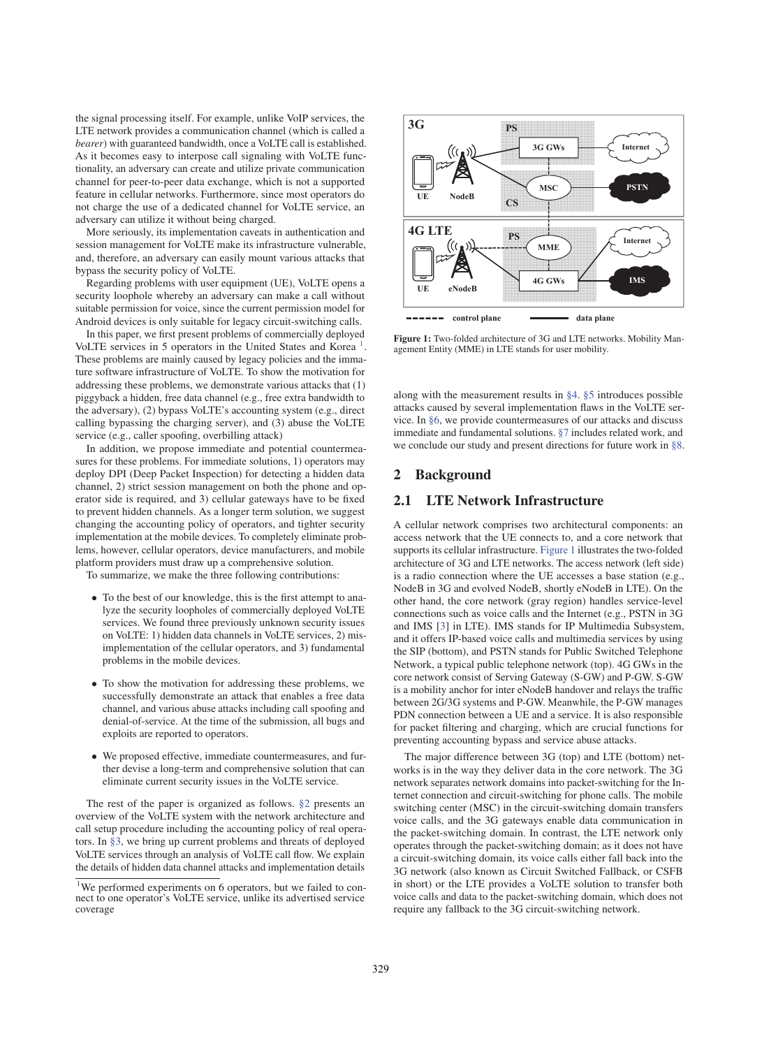the signal processing itself. For example, unlike VoIP services, the LTE network provides a communication channel (which is called a *bearer*) with guaranteed bandwidth, once a VoLTE call is established. As it becomes easy to interpose call signaling with VoLTE functionality, an adversary can create and utilize private communication channel for peer-to-peer data exchange, which is not a supported feature in cellular networks. Furthermore, since most operators do not charge the use of a dedicated channel for VoLTE service, an adversary can utilize it without being charged.

More seriously, its implementation caveats in authentication and session management for VoLTE make its infrastructure vulnerable, and, therefore, an adversary can easily mount various attacks that bypass the security policy of VoLTE.

Regarding problems with user equipment (UE), VoLTE opens a security loophole whereby an adversary can make a call without suitable permission for voice, since the current permission model for Android devices is only suitable for legacy circuit-switching calls.

In this paper, we first present problems of commercially deployed VoLTE services in 5 operators in the United States and Korea [1]. These problems are mainly caused by legacy policies and the immature software infrastructure of VoLTE. To show the motivation for addressing these problems, we demonstrate various attacks that (1) piggyback a hidden, free data channel (e.g., free extra bandwidth to the adversary), (2) bypass VoLTE's accounting system (e.g., direct calling bypassing the charging server), and (3) abuse the VoLTE service (e.g., caller spoofing, overbilling attack)

In addition, we propose immediate and potential countermeasures for these problems. For immediate solutions, 1) operators may deploy DPI (Deep Packet Inspection) for detecting a hidden data channel, 2) strict session management on both the phone and operator side is required, and 3) cellular gateways have to be fixed to prevent hidden channels. As a longer term solution, we suggest changing the accounting policy of operators, and tighter security implementation at the mobile devices. To completely eliminate problems, however, cellular operators, device manufacturers, and mobile platform providers must draw up a comprehensive solution.

To summarize, we make the three following contributions:

- To the best of our knowledge, this is the first attempt to analyze the security loopholes of commercially deployed VoLTE services. We found three previously unknown security issues on VoLTE: 1) hidden data channels in VoLTE services, 2) misimplementation of the cellular operators, and 3) fundamental problems in the mobile devices.
- To show the motivation for addressing these problems, we successfully demonstrate an attack that enables a free data channel, and various abuse attacks including call spoofing and denial-of-service. At the time of the submission, all bugs and exploits are reported to operators.
- We proposed effective, immediate countermeasures, and further devise a long-term and comprehensive solution that can eliminate current security issues in the VoLTE service.

The rest of the paper is organized as follows. §2 presents an overview of the VoLTE system with the network architecture and call setup procedure including the accounting policy of real operators. In §3, we bring up current problems and threats of deployed VoLTE services through an analysis of VoLTE call flow. We explain the details of hidden data channel attacks and implementation details along with the measurement results in §4. §5 introduces possible attacks caused by several implementation flaws in the VoLTE service. In §6, we provide countermeasures of our attacks and discuss immediate and fundamental solutions. §7 includes related work, and we conclude our study and present directions for future work in §8.

[1] We performed experiments on 6 operators, but we failed to connect to one operator's VoLTE service, unlike its advertised service coverage

Figure 1: Two-folded architecture of 3G and LTE networks. Mobility Management Entity (MME) in LTE stands for user mobility.

## 2 Background

### 2.1 LTE Network Infrastructure

A cellular network comprises two architectural components: an access network that the UE connects to, and a core network that supports its cellular infrastructure. Figure 1 illustrates the two-folded architecture of 3G and LTE networks. The access network (left side) is a radio connection where the UE accesses a base station (e.g., NodeB in 3G and evolved NodeB, shortly eNodeB in LTE). On the other hand, the core network (gray region) handles service-level connections such as voice calls and the Internet (e.g., PSTN in 3G and IMS [3] in LTE). IMS stands for IP Multimedia Subsystem, and it offers IP-based voice calls and multimedia services by using the SIP (bottom), and PSTN stands for Public Switched Telephone Network, a typical public telephone network (top). 4G GWs in the core network consist of Serving Gateway (S-GW) and P-GW. S-GW is a mobility anchor for inter eNodeB handover and relays the traffic between 2G/3G systems and P-GW. Meanwhile, the P-GW manages PDN connection between a UE and a service. It is also responsible for packet filtering and charging, which are crucial functions for preventing accounting bypass and service abuse attacks.

The major difference between 3G (top) and LTE (bottom) networks is in the way they deliver data in the core network. The 3G network separates network domains into packet-switching for the Internet connection and circuit-switching for phone calls. The mobile switching center (MSC) in the circuit-switching domain transfers voice calls, and the 3G gateways enable data communication in the packet-switching domain. In contrast, the LTE network only operates through the packet-switching domain; as it does not have a circuit-switching domain, its voice calls either fall back into the 3G network (also known as Circuit Switched Fallback, or CSFB in short) or the LTE provides a VoLTE solution to transfer both voice calls and data to the packet-switching domain, which does not require any fallback to the 3G circuit-switching network.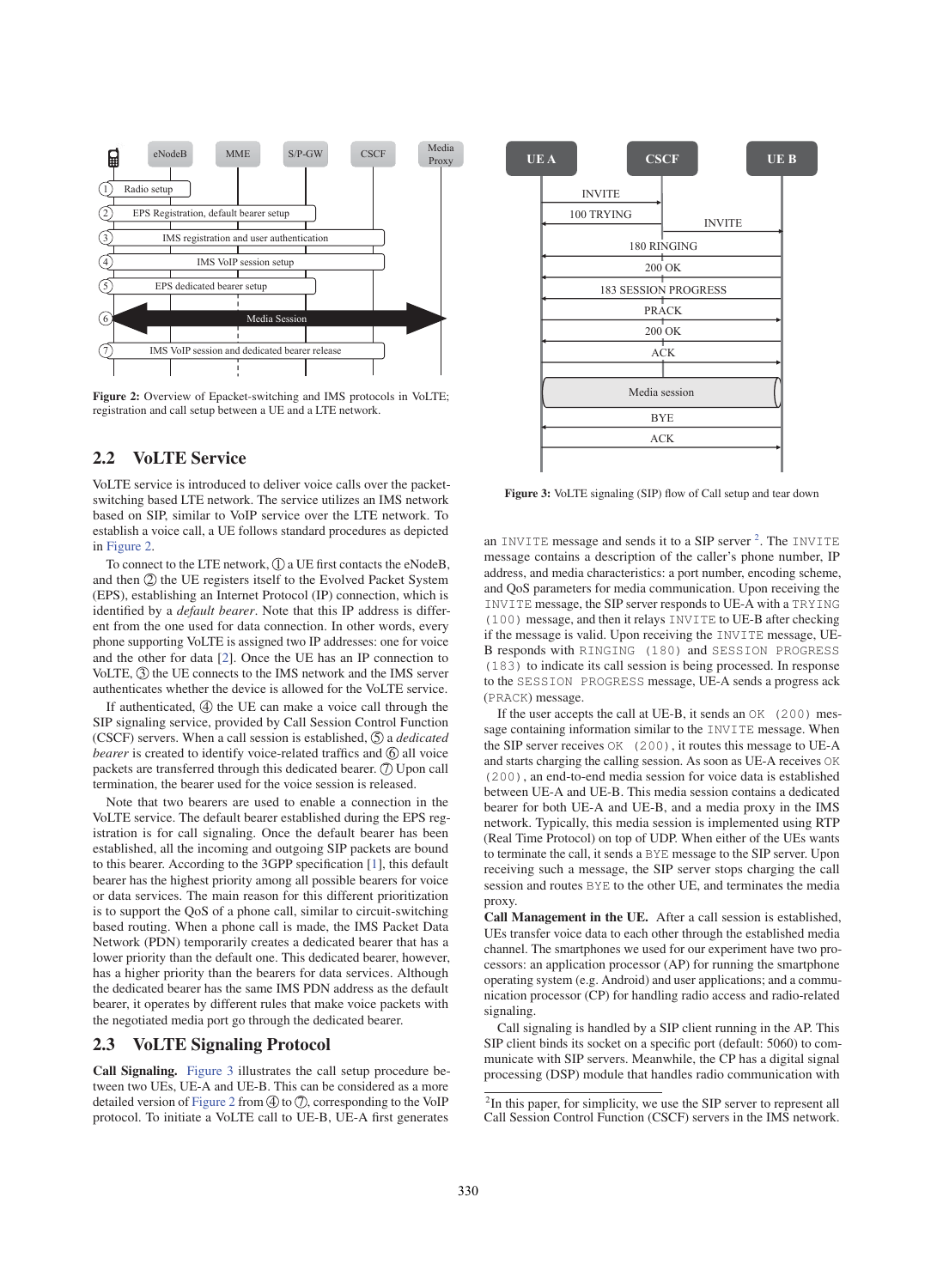Figure 2: Overview of Epacket-switching and IMS protocols in VoLTE; registration and call setup between a UE and a LTE network.

Figure 3: VoLTE signaling (SIP) flow of Call setup and tear down

## 2.2 VoLTE Service

VoLTE service is introduced to deliver voice calls over the packet-switching based LTE network. The service utilizes an IMS network based on SIP, similar to VoIP service over the LTE network. To establish a voice call, a UE follows standard procedures as depicted in Figure 2.

To connect to the LTE network, ① a UE first contacts the eNodeB, and then ② the UE registers itself to the Evolved Packet System (EPS), establishing an Internet Protocol (IP) connection, which is identified by a *default bearer*. Note that this IP address is different from the one used for data connection. In other words, every phone supporting VoLTE is assigned two IP addresses: one for voice and the other for data [2]. Once the UE has an IP connection to VoLTE, ③ the UE connects to the IMS network and the IMS server authenticates whether the device is allowed for the VoLTE service.

If authenticated, ④ the UE can make a voice call through the SIP signaling service, provided by Call Session Control Function (CSCF) servers. When a call session is established, ⑤ a *dedicated bearer* is created to identify voice-related traffics and ⑥ all voice packets are transferred through this dedicated bearer. ⑦ Upon call termination, the bearer used for the voice session is released.

Note that two bearers are used to enable a connection in the VoLTE service. The default bearer established during the EPS registration is for call signaling. Once the default bearer has been established, all the incoming and outgoing SIP packets are bound to this bearer. According to the 3GPP specification [1], this default bearer has the highest priority among all possible bearers for voice or data services. The main reason for this different prioritization is to support the QoS of a phone call, similar to circuit-switching based routing. When a phone call is made, the IMS Packet Data Network (PDN) temporarily creates a dedicated bearer that has a lower priority than the default one. This dedicated bearer, however, has a higher priority than the bearers for data services. Although the dedicated bearer has the same IMS PDN address as the default bearer, it operates by different rules that make voice packets with the negotiated media port go through the dedicated bearer.

## 2.3 VoLTE Signaling Protocol

**Call Signaling.** Figure 3 illustrates the call setup procedure between two UEs, UE-A and UE-B. This can be considered as a more detailed version of Figure 2 from ④ to ⑦, corresponding to the VoIP protocol. To initiate a VoLTE call to UE-B, UE-A first generates an `INVITE` message and sends it to a SIP server [2]. The `INVITE` message contains a description of the caller's phone number, IP address, and media characteristics: a port number, encoding scheme, and QoS parameters for media communication. Upon receiving the `INVITE` message, the SIP server responds to UE-A with a `TRYING (100)` message, and then it relays `INVITE` to UE-B after checking if the message is valid. Upon receiving the `INVITE` message, UE-B responds with `RINGING (180)` and `SESSION PROGRESS (183)` to indicate its call session is being processed. In response to the `SESSION PROGRESS` message, UE-A sends a progress ack (`PRACK`) message.

If the user accepts the call at UE-B, it sends an `OK (200)` message containing information similar to the `INVITE` message. When the SIP server receives `OK (200)`, it routes this message to UE-A and starts charging the calling session. As soon as UE-A receives `OK (200)`, an end-to-end media session for voice data is established between UE-A and UE-B. This media session contains a dedicated bearer for both UE-A and UE-B, and a media proxy in the IMS network. Typically, this media session is implemented using RTP (Real Time Protocol) on top of UDP. When either of the UEs wants to terminate the call, it sends a `BYE` message to the SIP server. Upon receiving such a message, the SIP server stops charging the call session and routes `BYE` to the other UE, and terminates the media proxy.

**Call Management in the UE.** After a call session is established, UEs transfer voice data to each other through the established media channel. The smartphones we used for our experiment have two processors: an application processor (AP) for running the smartphone operating system (e.g. Android) and user applications; and a communication processor (CP) for handling radio access and radio-related signaling.

Call signaling is handled by a SIP client running in the AP. This SIP client binds its socket on a specific port (default: 5060) to communicate with SIP servers. Meanwhile, the CP has a digital signal processing (DSP) module that handles radio communication with

[2] In this paper, for simplicity, we use the SIP server to represent all Call Session Control Function (CSCF) servers in the IMS network.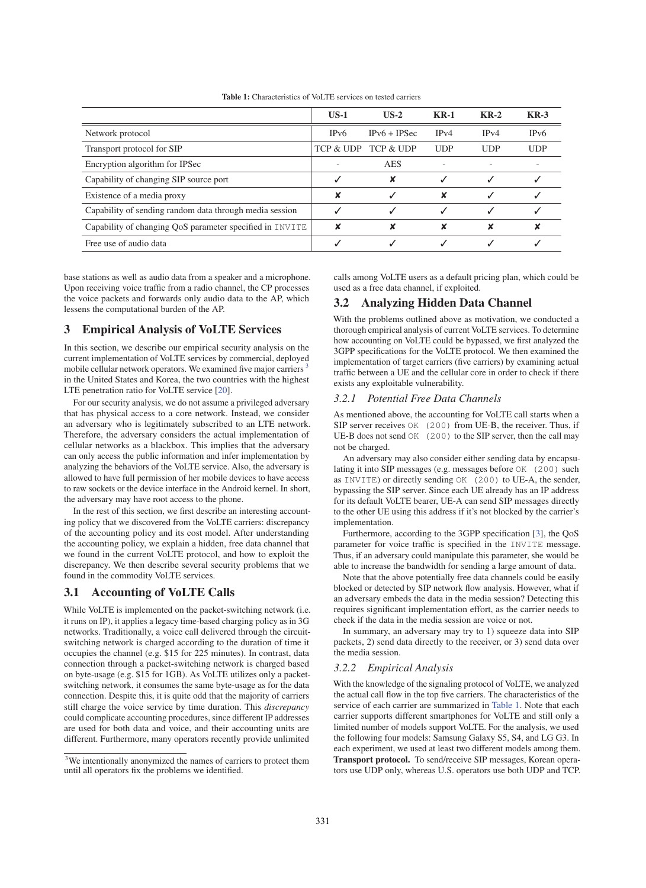**Table 1:** Characteristics of VoLTE services on tested carriers

| | US-1 | US-2 | KR-1 | KR-2 | KR-3 |
|---|---|---|---|---|---|
| Network protocol | IPv6 | IPv6 + IPSec | IPv4 | IPv4 | IPv6 |
| Transport protocol for SIP | TCP & UDP | TCP & UDP | UDP | UDP | UDP |
| Encryption algorithm for IPSec | - | AES | - | - | - |
| Capability of changing SIP source port | ✓ | ✘ | ✓ | ✓ | ✓ |
| Existence of a media proxy | ✘ | ✓ | ✘ | ✓ | ✓ |
| Capability of sending random data through media session | ✓ | ✓ | ✓ | ✓ | ✓ |
| Capability of changing QoS parameter specified in `INVITE` | ✘ | ✘ | ✘ | ✘ | ✘ |
| Free use of audio data | ✓ | ✓ | ✓ | ✓ | ✓ |

base stations as well as audio data from a speaker and a microphone. Upon receiving voice traffic from a radio channel, the CP processes the voice packets and forwards only audio data to the AP, which lessens the computational burden of the AP.

## 3 Empirical Analysis of VoLTE Services

In this section, we describe our empirical security analysis on the current implementation of VoLTE services by commercial, deployed mobile cellular network operators. We examined five major carriers [3] in the United States and Korea, the two countries with the highest LTE penetration ratio for VoLTE service [20].

For our security analysis, we do not assume a privileged adversary that has physical access to a core network. Instead, we consider an adversary who is legitimately subscribed to an LTE network. Therefore, the adversary considers the actual implementation of cellular networks as a blackbox. This implies that the adversary can only access the public information and infer implementation by analyzing the behaviors of the VoLTE service. Also, the adversary is allowed to have full permission of her mobile devices to have access to raw sockets or the device interface in the Android kernel. In short, the adversary may have root access to the phone.

In the rest of this section, we first describe an interesting accounting policy that we discovered from the VoLTE carriers: discrepancy of the accounting policy and its cost model. After understanding the accounting policy, we explain a hidden, free data channel that we found in the current VoLTE protocol, and how to exploit the discrepancy. We then describe several security problems that we found in the commodity VoLTE services.

### 3.1 Accounting of VoLTE Calls

While VoLTE is implemented on the packet-switching network (i.e. it runs on IP), it applies a legacy time-based charging policy as in 3G networks. Traditionally, a voice call delivered through the circuit-switching network is charged according to the duration of time it occupies the channel (e.g. $15 for 225 minutes). In contrast, data connection through a packet-switching network is charged based on byte-usage (e.g. $15 for 1GB). As VoLTE utilizes only a packet-switching network, it consumes the same byte-usage as for the data connection. Despite this, it is quite odd that the majority of carriers still charge the voice service by time duration. This *discrepancy* could complicate accounting procedures, since different IP addresses are used for both data and voice, and their accounting units are different. Furthermore, many operators recently provide unlimited calls among VoLTE users as a default pricing plan, which could be used as a free data channel, if exploited.

### 3.2 Analyzing Hidden Data Channel

With the problems outlined above as motivation, we conducted a thorough empirical analysis of current VoLTE services. To determine how accounting on VoLTE could be bypassed, we first analyzed the 3GPP specifications for the VoLTE protocol. We then examined the implementation of target carriers (five carriers) by examining actual traffic between a UE and the cellular core in order to check if there exists any exploitable vulnerability.

#### 3.2.1 Potential Free Data Channels

As mentioned above, the accounting for VoLTE call starts when a SIP server receives `OK (200)` from UE-B, the receiver. Thus, if UE-B does not send `OK (200)` to the SIP server, then the call may not be charged.

An adversary may also consider either sending data by encapsulating it into SIP messages (e.g. messages before `OK (200)` such as `INVITE`) or directly sending `OK (200)` to UE-A, the sender, bypassing the SIP server. Since each UE already has an IP address for its default VoLTE bearer, UE-A can send SIP messages directly to the other UE using this address if it's not blocked by the carrier's implementation.

Furthermore, according to the 3GPP specification [3], the QoS parameter for voice traffic is specified in the `INVITE` message. Thus, if an adversary could manipulate this parameter, she would be able to increase the bandwidth for sending a large amount of data.

Note that the above potentially free data channels could be easily blocked or detected by SIP network flow analysis. However, what if an adversary embeds the data in the media session? Detecting this requires significant implementation effort, as the carrier needs to check if the data in the media session are voice or not.

In summary, an adversary may try to 1) squeeze data into SIP packets, 2) send data directly to the receiver, or 3) send data over the media session.

#### 3.2.2 Empirical Analysis

With the knowledge of the signaling protocol of VoLTE, we analyzed the actual call flow in the top five carriers. The characteristics of the service of each carrier are summarized in Table 1. Note that each carrier supports different smartphones for VoLTE and still only a limited number of models support VoLTE. For the analysis, we used the following four models: Samsung Galaxy S5, S4, and LG G3. In each experiment, we used at least two different models among them.

**Transport protocol.** To send/receive SIP messages, Korean operators use UDP only, whereas U.S. operators use both UDP and TCP.

[3] We intentionally anonymized the names of carriers to protect them until all operators fix the problems we identified.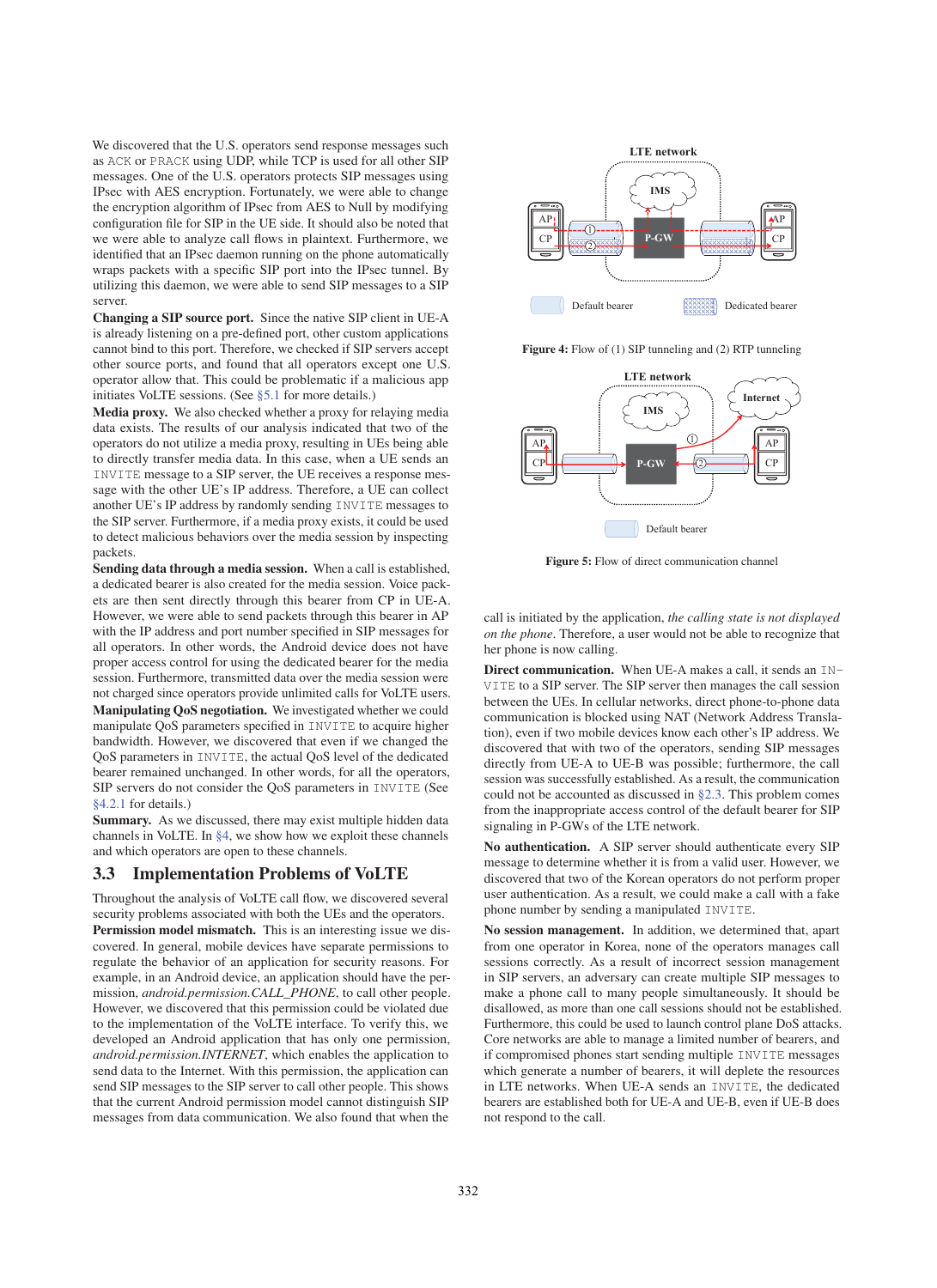We discovered that the U.S. operators send response messages such as ACK or PRACK using UDP, while TCP is used for all other SIP messages. One of the U.S. operators protects SIP messages using IPsec with AES encryption. Fortunately, we were able to change the encryption algorithm of IPsec from AES to Null by modifying configuration file for SIP in the UE side. It should also be noted that we were able to analyze call flows in plaintext. Furthermore, we identified that an IPsec daemon running on the phone automatically wraps packets with a specific SIP port into the IPsec tunnel. By utilizing this daemon, we were able to send SIP messages to a SIP server.

**Changing a SIP source port.** Since the native SIP client in UE-A is already listening on a pre-defined port, other custom applications cannot bind to this port. Therefore, we checked if SIP servers accept other source ports, and found that all operators except one U.S. operator allow that. This could be problematic if a malicious app initiates VoLTE sessions. (See §5.1 for more details.)

**Media proxy.** We also checked whether a proxy for relaying media data exists. The results of our analysis indicated that two of the operators do not utilize a media proxy, resulting in UEs being able to directly transfer media data. In this case, when a UE sends an INVITE message to a SIP server, the UE receives a response message with the other UE's IP address. Therefore, a UE can collect another UE's IP address by randomly sending INVITE messages to the SIP server. Furthermore, if a media proxy exists, it could be used to detect malicious behaviors over the media session by inspecting packets.

**Sending data through a media session.** When a call is established, a dedicated bearer is also created for the media session. Voice packets are then sent directly through this bearer from CP in UE-A. However, we were able to send packets through this bearer in AP with the IP address and port number specified in SIP messages for all operators. In other words, the Android device does not have proper access control for using the dedicated bearer for the media session. Furthermore, transmitted data over the media session were not charged since operators provide unlimited calls for VoLTE users.

**Manipulating QoS negotiation.** We investigated whether we could manipulate QoS parameters specified in INVITE to acquire higher bandwidth. However, we discovered that even if we changed the QoS parameters in INVITE, the actual QoS level of the dedicated bearer remained unchanged. In other words, for all the operators, SIP servers do not consider the QoS parameters in INVITE (See §4.2.1 for details.)

**Summary.** As we discussed, there may exist multiple hidden data channels in VoLTE. In §4, we show how we exploit these channels and which operators are open to these channels.

## 3.3 Implementation Problems of VoLTE

Throughout the analysis of VoLTE call flow, we discovered several security problems associated with both the UEs and the operators.

**Permission model mismatch.** This is an interesting issue we discovered. In general, mobile devices have separate permissions to regulate the behavior of an application for security reasons. For example, in an Android device, an application should have the permission, *android.permission.CALL_PHONE*, to call other people. However, we discovered that this permission could be violated due to the implementation of the VoLTE interface. To verify this, we developed an Android application that has only one permission, *android.permission.INTERNET*, which enables the application to send data to the Internet. With this permission, the application can send SIP messages to the SIP server to call other people. This shows that the current Android permission model cannot distinguish SIP messages from data communication. We also found that when the call is initiated by the application, *the calling state is not displayed on the phone*. Therefore, a user would not be able to recognize that her phone is now calling.

LTE network
IMS
AP
CP
P-GW
①
②
AP
CP
Default bearer
Dedicated bearer

**Figure 4:** Flow of (1) SIP tunneling and (2) RTP tunneling

LTE network
IMS
Internet
AP
CP
P-GW
①
②
AP
CP
Default bearer

**Figure 5:** Flow of direct communication channel

**Direct communication.** When UE-A makes a call, it sends an INVITE to a SIP server. The SIP server then manages the call session between the UEs. In cellular networks, direct phone-to-phone data communication is blocked using NAT (Network Address Translation), even if two mobile devices know each other's IP address. We discovered that with two of the operators, sending SIP messages directly from UE-A to UE-B was possible; furthermore, the call session was successfully established. As a result, the communication could not be accounted as discussed in §2.3. This problem comes from the inappropriate access control of the default bearer for SIP signaling in P-GWs of the LTE network.

**No authentication.** A SIP server should authenticate every SIP message to determine whether it is from a valid user. However, we discovered that two of the Korean operators do not perform proper user authentication. As a result, we could make a call with a fake phone number by sending a manipulated INVITE.

**No session management.** In addition, we determined that, apart from one operator in Korea, none of the operators manages call sessions correctly. As a result of incorrect session management in SIP servers, an adversary can create multiple SIP messages to make a phone call to many people simultaneously. It should be disallowed, as more than one call sessions should not be established. Furthermore, this could be used to launch control plane DoS attacks. Core networks are able to manage a limited number of bearers, and if compromised phones start sending multiple INVITE messages which generate a number of bearers, it will deplete the resources in LTE networks. When UE-A sends an INVITE, the dedicated bearers are established both for UE-A and UE-B, even if UE-B does not respond to the call.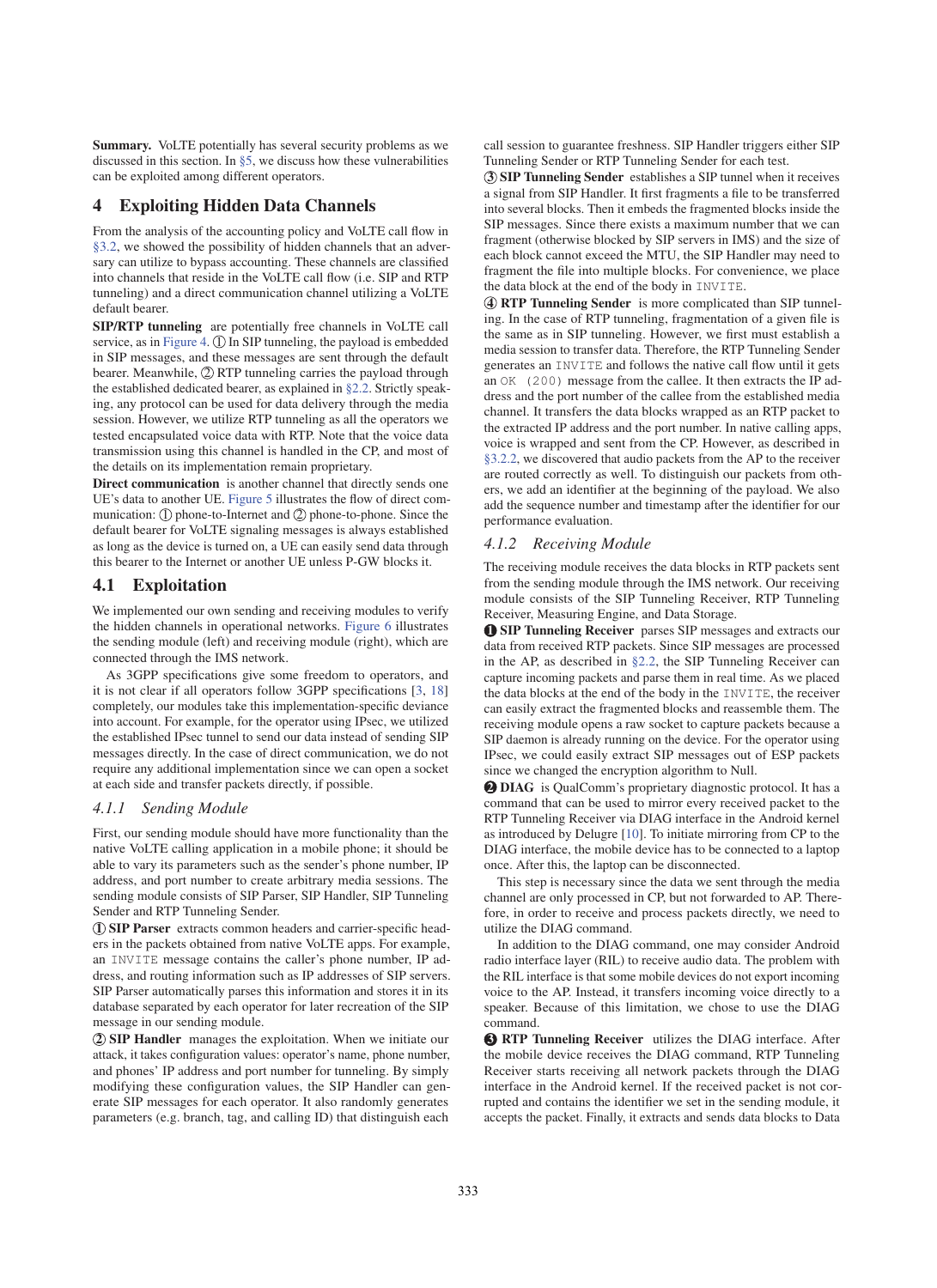**Summary.** VoLTE potentially has several security problems as we discussed in this section. In §5, we discuss how these vulnerabilities can be exploited among different operators.

## 4 Exploiting Hidden Data Channels

From the analysis of the accounting policy and VoLTE call flow in §3.2, we showed the possibility of hidden channels that an adversary can utilize to bypass accounting. These channels are classified into channels that reside in the VoLTE call flow (i.e. SIP and RTP tunneling) and a direct communication channel utilizing a VoLTE default bearer.

**SIP/RTP tunneling** are potentially free channels in VoLTE call service, as in Figure 4. ① In SIP tunneling, the payload is embedded in SIP messages, and these messages are sent through the default bearer. Meanwhile, ② RTP tunneling carries the payload through the established dedicated bearer, as explained in §2.2. Strictly speaking, any protocol can be used for data delivery through the media session. However, we utilize RTP tunneling as all the operators we tested encapsulated voice data with RTP. Note that the voice data transmission using this channel is handled in the CP, and most of the details on its implementation remain proprietary.

**Direct communication** is another channel that directly sends one UE's data to another UE. Figure 5 illustrates the flow of direct communication: ① phone-to-Internet and ② phone-to-phone. Since the default bearer for VoLTE signaling messages is always established as long as the device is turned on, a UE can easily send data through this bearer to the Internet or another UE unless P-GW blocks it.

### 4.1 Exploitation

We implemented our own sending and receiving modules to verify the hidden channels in operational networks. Figure 6 illustrates the sending module (left) and receiving module (right), which are connected through the IMS network.

As 3GPP specifications give some freedom to operators, and it is not clear if all operators follow 3GPP specifications [3, 18] completely, our modules take this implementation-specific deviance into account. For example, for the operator using IPsec, we utilized the established IPsec tunnel to send our data instead of sending SIP messages directly. In the case of direct communication, we do not require any additional implementation since we can open a socket at each side and transfer packets directly, if possible.

#### 4.1.1 Sending Module

First, our sending module should have more functionality than the native VoLTE calling application in a mobile phone; it should be able to vary its parameters such as the sender's phone number, IP address, and port number to create arbitrary media sessions. The sending module consists of SIP Parser, SIP Handler, SIP Tunneling Sender and RTP Tunneling Sender.

① **SIP Parser** extracts common headers and carrier-specific headers in the packets obtained from native VoLTE apps. For example, an `INVITE` message contains the caller's phone number, IP address, and routing information such as IP addresses of SIP servers. SIP Parser automatically parses this information and stores it in its database separated by each operator for later recreation of the SIP message in our sending module.

② **SIP Handler** manages the exploitation. When we initiate our attack, it takes configuration values: operator's name, phone number, and phones' IP address and port number for tunneling. By simply modifying these configuration values, the SIP Handler can generate SIP messages for each operator. It also randomly generates parameters (e.g. branch, tag, and calling ID) that distinguish each call session to guarantee freshness. SIP Handler triggers either SIP Tunneling Sender or RTP Tunneling Sender for each test.

③ **SIP Tunneling Sender** establishes a SIP tunnel when it receives a signal from SIP Handler. It first fragments a file to be transferred into several blocks. Then it embeds the fragmented blocks inside the SIP messages. Since there exists a maximum number that we can fragment (otherwise blocked by SIP servers in IMS) and the size of each block cannot exceed the MTU, the SIP Handler may need to fragment the file into multiple blocks. For convenience, we place the data block at the end of the body in `INVITE`.

④ **RTP Tunneling Sender** is more complicated than SIP tunneling. In the case of RTP tunneling, fragmentation of a given file is the same as in SIP tunneling. However, we first must establish a media session to transfer data. Therefore, the RTP Tunneling Sender generates an `INVITE` and follows the native call flow until it gets an `OK (200)` message from the callee. It then extracts the IP address and the port number of the callee from the established media channel. It transfers the data blocks wrapped as an RTP packet to the extracted IP address and the port number. In native calling apps, voice is wrapped and sent from the CP. However, as described in §3.2.2, we discovered that audio packets from the AP to the receiver are routed correctly as well. To distinguish our packets from others, we add an identifier at the beginning of the payload. We also add the sequence number and timestamp after the identifier for our performance evaluation.

#### 4.1.2 Receiving Module

The receiving module receives the data blocks in RTP packets sent from the sending module through the IMS network. Our receiving module consists of the SIP Tunneling Receiver, RTP Tunneling Receiver, Measuring Engine, and Data Storage.

❶ **SIP Tunneling Receiver** parses SIP messages and extracts our data from received RTP packets. Since SIP messages are processed in the AP, as described in §2.2, the SIP Tunneling Receiver can capture incoming packets and parse them in real time. As we placed the data blocks at the end of the body in the `INVITE`, the receiver can easily extract the fragmented blocks and reassemble them. The receiving module opens a raw socket to capture packets because a SIP daemon is already running on the device. For the operator using IPsec, we could easily extract SIP messages out of ESP packets since we changed the encryption algorithm to Null.

❷ **DIAG** is QualComm's proprietary diagnostic protocol. It has a command that can be used to mirror every received packet to the RTP Tunneling Receiver via DIAG interface in the Android kernel as introduced by Delugre [10]. To initiate mirroring from CP to the DIAG interface, the mobile device has to be connected to a laptop once. After this, the laptop can be disconnected.

This step is necessary since the data we sent through the media channel are only processed in CP, but not forwarded to AP. Therefore, in order to receive and process packets directly, we need to utilize the DIAG command.

In addition to the DIAG command, one may consider Android radio interface layer (RIL) to receive audio data. The problem with the RIL interface is that some mobile devices do not export incoming voice to the AP. Instead, it transfers incoming voice directly to a speaker. Because of this limitation, we chose to use the DIAG command.

❸ **RTP Tunneling Receiver** utilizes the DIAG interface. After the mobile device receives the DIAG command, RTP Tunneling Receiver starts receiving all network packets through the DIAG interface in the Android kernel. If the received packet is not corrupted and contains the identifier we set in the sending module, it accepts the packet. Finally, it extracts and sends data blocks to Data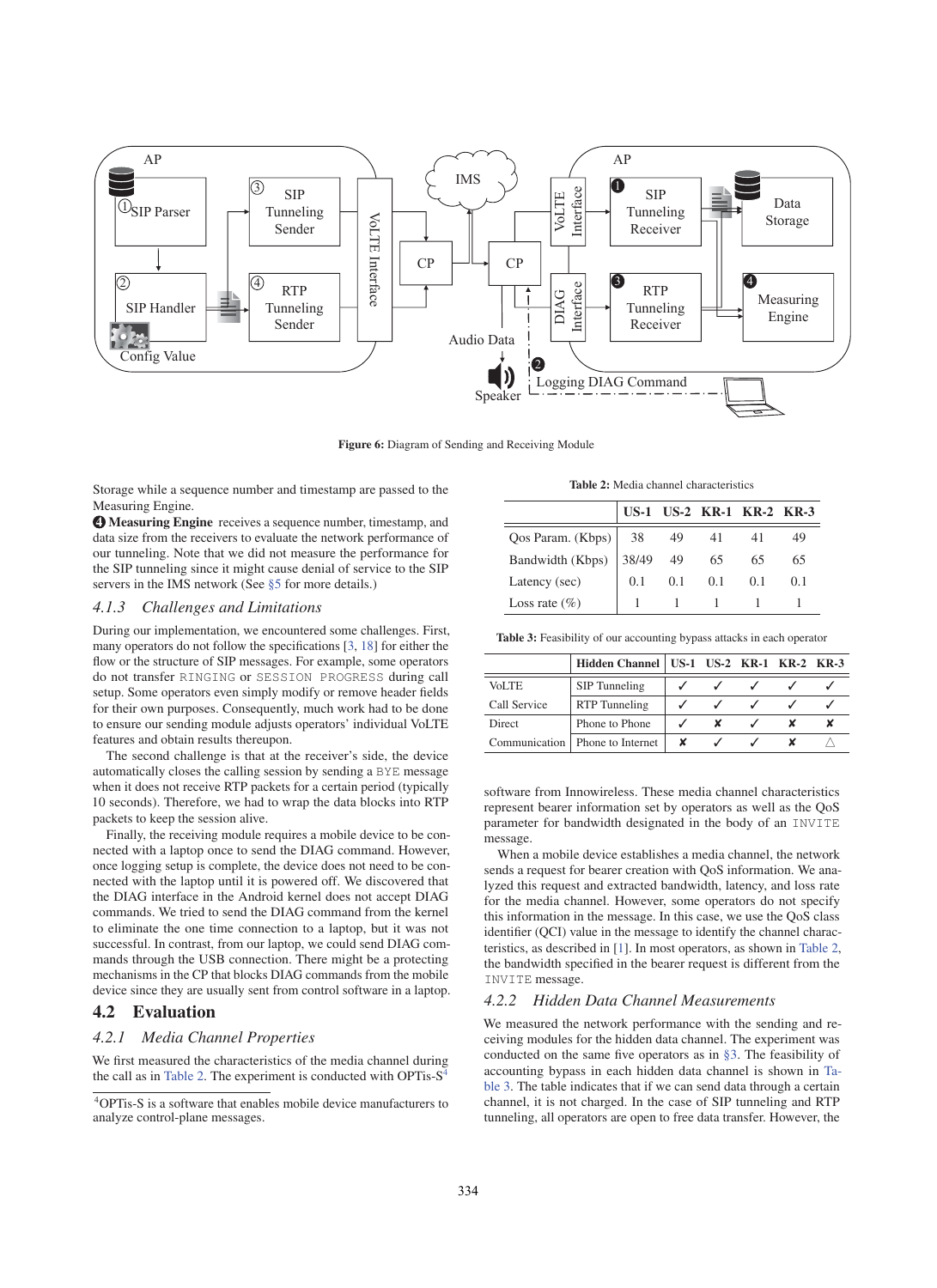Figure 6: Diagram of Sending and Receiving Module

Storage while a sequence number and timestamp are passed to the Measuring Engine.

❹ **Measuring Engine** receives a sequence number, timestamp, and data size from the receivers to evaluate the network performance of our tunneling. Note that we did not measure the performance for the SIP tunneling since it might cause denial of service to the SIP servers in the IMS network (See §5 for more details.)

### 4.1.3 Challenges and Limitations

During our implementation, we encountered some challenges. First, many operators do not follow the specifications [3, 18] for either the flow or the structure of SIP messages. For example, some operators do not transfer `RINGING` or `SESSION PROGRESS` during call setup. Some operators even simply modify or remove header fields for their own purposes. Consequently, much work had to be done to ensure our sending module adjusts operators' individual VoLTE features and obtain results thereupon.

The second challenge is that at the receiver's side, the device automatically closes the calling session by sending a `BYE` message when it does not receive RTP packets for a certain period (typically 10 seconds). Therefore, we had to wrap the data blocks into RTP packets to keep the session alive.

Finally, the receiving module requires a mobile device to be connected with a laptop once to send the DIAG command. However, once logging setup is complete, the device does not need to be connected with the laptop until it is powered off. We discovered that the DIAG interface in the Android kernel does not accept DIAG commands. We tried to send the DIAG command from the kernel to eliminate the one time connection to a laptop, but it was not successful. In contrast, from our laptop, we could send DIAG commands through the USB connection. There might be a protecting mechanisms in the CP that blocks DIAG commands from the mobile device since they are usually sent from control software in a laptop.

## 4.2 Evaluation

### 4.2.1 Media Channel Properties

We first measured the characteristics of the media channel during the call as in Table 2. The experiment is conducted with OPTis-S[4] software from Innowireless. These media channel characteristics represent bearer information set by operators as well as the QoS parameter for bandwidth designated in the body of an `INVITE` message.

[4]OPTis-S is a software that enables mobile device manufacturers to analyze control-plane messages.

**Table 2:** Media channel characteristics

| | US-1 | US-2 | KR-1 | KR-2 | KR-3 |
|---|---|---|---|---|---|
| Qos Param. (Kbps) | 38 | 49 | 41 | 41 | 49 |
| Bandwidth (Kbps) | 38/49 | 49 | 65 | 65 | 65 |
| Latency (sec) | 0.1 | 0.1 | 0.1 | 0.1 | 0.1 |
| Loss rate (%) | 1 | 1 | 1 | 1 | 1 |

**Table 3:** Feasibility of our accounting bypass attacks in each operator

| | Hidden Channel | US-1 | US-2 | KR-1 | KR-2 | KR-3 |
|---|---|---|---|---|---|---|
| VoLTE | SIP Tunneling | ✓ | ✓ | ✓ | ✓ | ✓ |
| Call Service | RTP Tunneling | ✓ | ✓ | ✓ | ✓ | ✓ |
| Direct | Phone to Phone | ✓ | ✘ | ✓ | ✘ | ✘ |
| Communication | Phone to Internet | ✘ | ✓ | ✓ | ✘ | △ |

When a mobile device establishes a media channel, the network sends a request for bearer creation with QoS information. We analyzed this request and extracted bandwidth, latency, and loss rate for the media channel. However, some operators do not specify this information in the message. In this case, we use the QoS class identifier (QCI) value in the message to identify the channel characteristics, as described in [1]. In most operators, as shown in Table 2, the bandwidth specified in the bearer request is different from the `INVITE` message.

### 4.2.2 Hidden Data Channel Measurements

We measured the network performance with the sending and receiving modules for the hidden data channel. The experiment was conducted on the same five operators as in §3. The feasibility of accounting bypass in each hidden data channel is shown in Table 3. The table indicates that if we can send data through a certain channel, it is not charged. In the case of SIP tunneling and RTP tunneling, all operators are open to free data transfer. However, the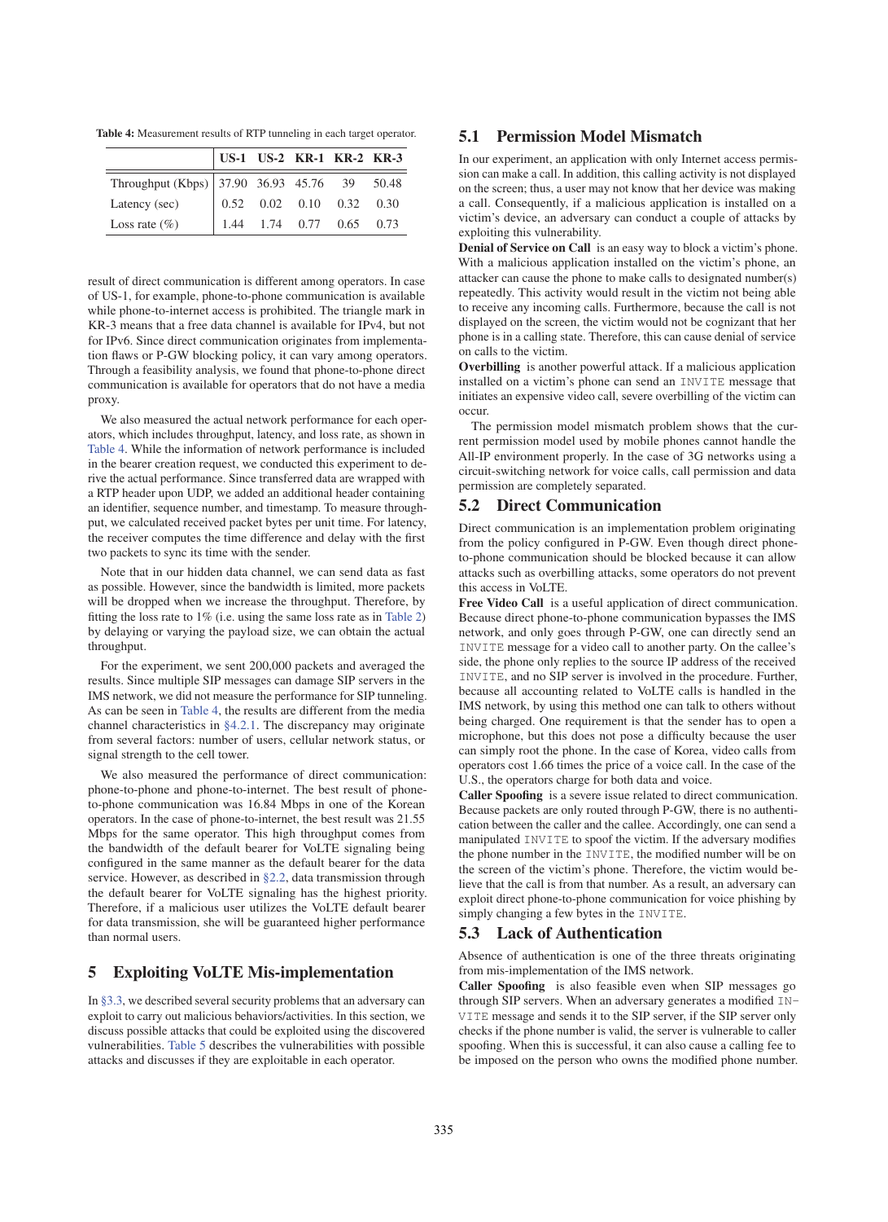**Table 4:** Measurement results of RTP tunneling in each target operator.

| | US-1 | US-2 | KR-1 | KR-2 | KR-3 |
|---|---|---|---|---|---|
| Throughput (Kbps) | 37.90 | 36.93 | 45.76 | 39 | 50.48 |
| Latency (sec) | 0.52 | 0.02 | 0.10 | 0.32 | 0.30 |
| Loss rate (%) | 1.44 | 1.74 | 0.77 | 0.65 | 0.73 |

result of direct communication is different among operators. In case of US-1, for example, phone-to-phone communication is available while phone-to-internet access is prohibited. The triangle mark in KR-3 means that a free data channel is available for IPv4, but not for IPv6. Since direct communication originates from implementation flaws or P-GW blocking policy, it can vary among operators. Through a feasibility analysis, we found that phone-to-phone direct communication is available for operators that do not have a media proxy.

We also measured the actual network performance for each operators, which includes throughput, latency, and loss rate, as shown in Table 4. While the information of network performance is included in the bearer creation request, we conducted this experiment to derive the actual performance. Since transferred data are wrapped with a RTP header upon UDP, we added an additional header containing an identifier, sequence number, and timestamp. To measure throughput, we calculated received packet bytes per unit time. For latency, the receiver computes the time difference and delay with the first two packets to sync its time with the sender.

Note that in our hidden data channel, we can send data as fast as possible. However, since the bandwidth is limited, more packets will be dropped when we increase the throughput. Therefore, by fitting the loss rate to 1% (i.e. using the same loss rate as in Table 2) by delaying or varying the payload size, we can obtain the actual throughput.

For the experiment, we sent 200,000 packets and averaged the results. Since multiple SIP messages can damage SIP servers in the IMS network, we did not measure the performance for SIP tunneling. As can be seen in Table 4, the results are different from the media channel characteristics in §4.2.1. The discrepancy may originate from several factors: number of users, cellular network status, or signal strength to the cell tower.

We also measured the performance of direct communication: phone-to-phone and phone-to-internet. The best result of phone-to-phone communication was 16.84 Mbps in one of the Korean operators. In the case of phone-to-internet, the best result was 21.55 Mbps for the same operator. This high throughput comes from the bandwidth of the default bearer for VoLTE signaling being configured in the same manner as the default bearer for the data service. However, as described in §2.2, data transmission through the default bearer for VoLTE signaling has the highest priority. Therefore, if a malicious user utilizes the VoLTE default bearer for data transmission, she will be guaranteed higher performance than normal users.

# 5 Exploiting VoLTE Mis-implementation

In §3.3, we described several security problems that an adversary can exploit to carry out malicious behaviors/activities. In this section, we discuss possible attacks that could be exploited using the discovered vulnerabilities. Table 5 describes the vulnerabilities with possible attacks and discusses if they are exploitable in each operator.

## 5.1 Permission Model Mismatch

In our experiment, an application with only Internet access permission can make a call. In addition, this calling activity is not displayed on the screen; thus, a user may not know that her device was making a call. Consequently, if a malicious application is installed on a victim's device, an adversary can conduct a couple of attacks by exploiting this vulnerability.

**Denial of Service on Call** is an easy way to block a victim's phone. With a malicious application installed on the victim's phone, an attacker can cause the phone to make calls to designated number(s) repeatedly. This activity would result in the victim not being able to receive any incoming calls. Furthermore, because the call is not displayed on the screen, the victim would not be cognizant that her phone is in a calling state. Therefore, this can cause denial of service on calls to the victim.

**Overbilling** is another powerful attack. If a malicious application installed on a victim's phone can send an `INVITE` message that initiates an expensive video call, severe overbilling of the victim can occur.

The permission model mismatch problem shows that the current permission model used by mobile phones cannot handle the All-IP environment properly. In the case of 3G networks using a circuit-switching network for voice calls, call permission and data permission are completely separated.

## 5.2 Direct Communication

Direct communication is an implementation problem originating from the policy configured in P-GW. Even though direct phone-to-phone communication should be blocked because it can allow attacks such as overbilling attacks, some operators do not prevent this access in VoLTE.

**Free Video Call** is a useful application of direct communication. Because direct phone-to-phone communication bypasses the IMS network, and only goes through P-GW, one can directly send an `INVITE` message for a video call to another party. On the callee's side, the phone only replies to the source IP address of the received `INVITE`, and no SIP server is involved in the procedure. Further, because all accounting related to VoLTE calls is handled in the IMS network, by using this method one can talk to others without being charged. One requirement is that the sender has to open a microphone, but this does not pose a difficulty because the user can simply root the phone. In the case of Korea, video calls from operators cost 1.66 times the price of a voice call. In the case of the U.S., the operators charge for both data and voice.

**Caller Spoofing** is a severe issue related to direct communication. Because packets are only routed through P-GW, there is no authentication between the caller and the callee. Accordingly, one can send a manipulated `INVITE` to spoof the victim. If the adversary modifies the phone number in the `INVITE`, the modified number will be on the screen of the victim's phone. Therefore, the victim would believe that the call is from that number. As a result, an adversary can exploit direct phone-to-phone communication for voice phishing by simply changing a few bytes in the `INVITE`.

## 5.3 Lack of Authentication

Absence of authentication is one of the three threats originating from mis-implementation of the IMS network.

**Caller Spoofing** is also feasible even when SIP messages go through SIP servers. When an adversary generates a modified `INVITE` message and sends it to the SIP server, if the SIP server only checks if the phone number is valid, the server is vulnerable to caller spoofing. When this is successful, it can also cause a calling fee to be imposed on the person who owns the modified phone number.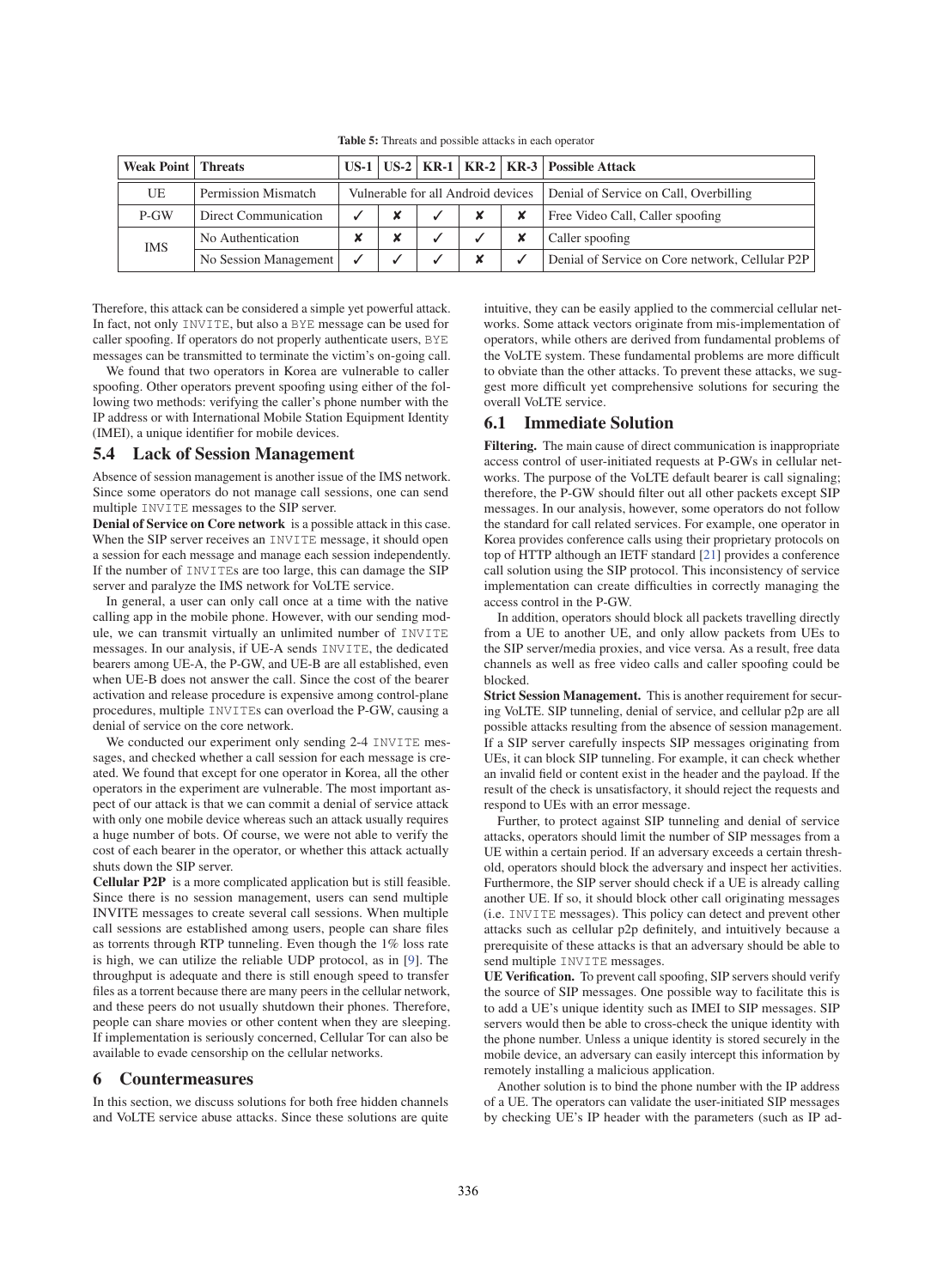Table 5: Threats and possible attacks in each operator

| Weak Point | Threats | US-1 | US-2 | KR-1 | KR-2 | KR-3 | Possible Attack |
|---|---|---|---|---|---|---|---|
| UE | Permission Mismatch | Vulnerable for all Android devices | | | | | Denial of Service on Call, Overbilling |
| P-GW | Direct Communication | ✓ | ✘ | ✓ | ✘ | ✘ | Free Video Call, Caller spoofing |
| IMS | No Authentication | ✘ | ✘ | ✓ | ✓ | ✘ | Caller spoofing |
| | No Session Management | ✓ | ✓ | ✓ | ✘ | ✓ | Denial of Service on Core network, Cellular P2P |

Therefore, this attack can be considered a simple yet powerful attack. In fact, not only INVITE, but also a BYE message can be used for caller spoofing. If operators do not properly authenticate users, BYE messages can be transmitted to terminate the victim's on-going call.

We found that two operators in Korea are vulnerable to caller spoofing. Other operators prevent spoofing using either of the following two methods: verifying the caller's phone number with the IP address or with International Mobile Station Equipment Identity (IMEI), a unique identifier for mobile devices.

## 5.4 Lack of Session Management

Absence of session management is another issue of the IMS network. Since some operators do not manage call sessions, one can send multiple INVITE messages to the SIP server.

**Denial of Service on Core network** is a possible attack in this case. When the SIP server receives an INVITE message, it should open a session for each message and manage each session independently. If the number of INVITEs are too large, this can damage the SIP server and paralyze the IMS network for VoLTE service.

In general, a user can only call once at a time with the native calling app in the mobile phone. However, with our sending module, we can transmit virtually an unlimited number of INVITE messages. In our analysis, if UE-A sends INVITE, the dedicated bearers among UE-A, the P-GW, and UE-B are all established, even when UE-B does not answer the call. Since the cost of the bearer activation and release procedure is expensive among control-plane procedures, multiple INVITEs can overload the P-GW, causing a denial of service on the core network.

We conducted our experiment only sending 2-4 INVITE messages, and checked whether a call session for each message is created. We found that except for one operator in Korea, all the other operators in the experiment are vulnerable. The most important aspect of our attack is that we can commit a denial of service attack with only one mobile device whereas such an attack usually requires a huge number of bots. Of course, we were not able to verify the cost of each bearer in the operator, or whether this attack actually shuts down the SIP server.

**Cellular P2P** is a more complicated application but is still feasible. Since there is no session management, users can send multiple INVITE messages to create several call sessions. When multiple call sessions are established among users, people can share files as torrents through RTP tunneling. Even though the 1% loss rate is high, we can utilize the reliable UDP protocol, as in [9]. The throughput is adequate and there is still enough speed to transfer files as a torrent because there are many peers in the cellular network, and these peers do not usually shutdown their phones. Therefore, people can share movies or other content when they are sleeping. If implementation is seriously concerned, Cellular Tor can also be available to evade censorship on the cellular networks.

# 6 Countermeasures

In this section, we discuss solutions for both free hidden channels and VoLTE service abuse attacks. Since these solutions are quite intuitive, they can be easily applied to the commercial cellular networks. Some attack vectors originate from mis-implementation of operators, while others are derived from fundamental problems of the VoLTE system. These fundamental problems are more difficult to obviate than the other attacks. To prevent these attacks, we suggest more difficult yet comprehensive solutions for securing the overall VoLTE service.

## 6.1 Immediate Solution

**Filtering.** The main cause of direct communication is inappropriate access control of user-initiated requests at P-GWs in cellular networks. The purpose of the VoLTE default bearer is call signaling; therefore, the P-GW should filter out all other packets except SIP messages. In our analysis, however, some operators do not follow the standard for call related services. For example, one operator in Korea provides conference calls using their proprietary protocols on top of HTTP although an IETF standard [21] provides a conference call solution using the SIP protocol. This inconsistency of service implementation can create difficulties in correctly managing the access control in the P-GW.

In addition, operators should block all packets travelling directly from a UE to another UE, and only allow packets from UEs to the SIP server/media proxies, and vice versa. As a result, free data channels as well as free video calls and caller spoofing could be blocked.

**Strict Session Management.** This is another requirement for securing VoLTE. SIP tunneling, denial of service, and cellular p2p are all possible attacks resulting from the absence of session management. If a SIP server carefully inspects SIP messages originating from UEs, it can block SIP tunneling. For example, it can check whether an invalid field or content exist in the header and the payload. If the result of the check is unsatisfactory, it should reject the requests and respond to UEs with an error message.

Further, to protect against SIP tunneling and denial of service attacks, operators should limit the number of SIP messages from a UE within a certain period. If an adversary exceeds a certain threshold, operators should block the adversary and inspect her activities. Furthermore, the SIP server should check if a UE is already calling another UE. If so, it should block other call originating messages (i.e. INVITE messages). This policy can detect and prevent other attacks such as cellular p2p definitely, and intuitively because a prerequisite of these attacks is that an adversary should be able to send multiple INVITE messages.

**UE Verification.** To prevent call spoofing, SIP servers should verify the source of SIP messages. One possible way to facilitate this is to add a UE's unique identity such as IMEI to SIP messages. SIP servers would then be able to cross-check the unique identity with the phone number. Unless a unique identity is stored securely in the mobile device, an adversary can easily intercept this information by remotely installing a malicious application.

Another solution is to bind the phone number with the IP address of a UE. The operators can validate the user-initiated SIP messages by checking UE's IP header with the parameters (such as IP ad-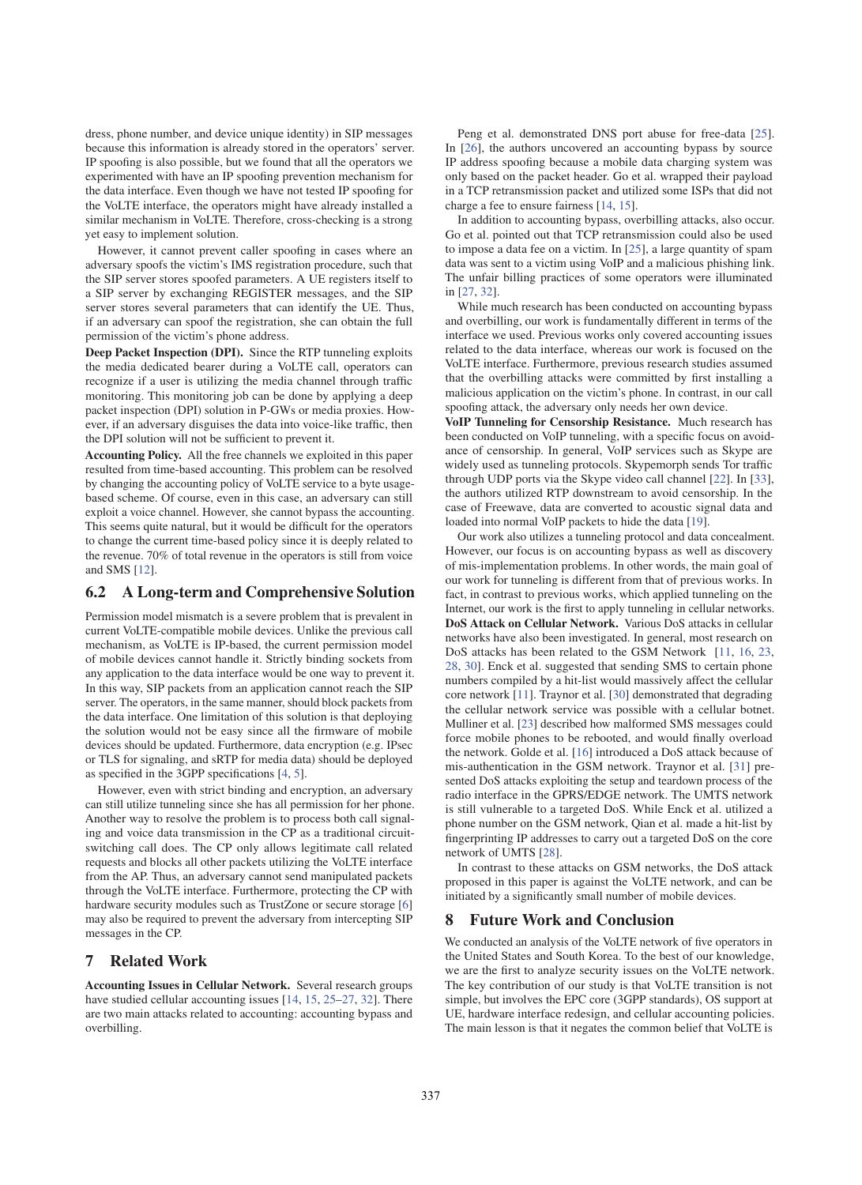dress, phone number, and device unique identity) in SIP messages because this information is already stored in the operators' server. IP spoofing is also possible, but we found that all the operators we experimented with have an IP spoofing prevention mechanism for the data interface. Even though we have not tested IP spoofing for the VoLTE interface, the operators might have already installed a similar mechanism in VoLTE. Therefore, cross-checking is a strong yet easy to implement solution.

However, it cannot prevent caller spoofing in cases where an adversary spoofs the victim's IMS registration procedure, such that the SIP server stores spoofed parameters. A UE registers itself to a SIP server by exchanging REGISTER messages, and the SIP server stores several parameters that can identify the UE. Thus, if an adversary can spoof the registration, she can obtain the full permission of the victim's phone address.

**Deep Packet Inspection (DPI).** Since the RTP tunneling exploits the media dedicated bearer during a VoLTE call, operators can recognize if a user is utilizing the media channel through traffic monitoring. This monitoring job can be done by applying a deep packet inspection (DPI) solution in P-GWs or media proxies. However, if an adversary disguises the data into voice-like traffic, then the DPI solution will not be sufficient to prevent it.

**Accounting Policy.** All the free channels we exploited in this paper resulted from time-based accounting. This problem can be resolved by changing the accounting policy of VoLTE service to a byte usage-based scheme. Of course, even in this case, an adversary can still exploit a voice channel. However, she cannot bypass the accounting. This seems quite natural, but it would be difficult for the operators to change the current time-based policy since it is deeply related to the revenue. 70% of total revenue in the operators is still from voice and SMS [12].

## 6.2 A Long-term and Comprehensive Solution

Permission model mismatch is a severe problem that is prevalent in current VoLTE-compatible mobile devices. Unlike the previous call mechanism, as VoLTE is IP-based, the current permission model of mobile devices cannot handle it. Strictly binding sockets from any application to the data interface would be one way to prevent it. In this way, SIP packets from an application cannot reach the SIP server. The operators, in the same manner, should block packets from the data interface. One limitation of this solution is that deploying the solution would not be easy since all the firmware of mobile devices should be updated. Furthermore, data encryption (e.g. IPsec or TLS for signaling, and sRTP for media data) should be deployed as specified in the 3GPP specifications [4, 5].

However, even with strict binding and encryption, an adversary can still utilize tunneling since she has all permission for her phone. Another way to resolve the problem is to process both call signaling and voice data transmission in the CP as a traditional circuit-switching call does. The CP only allows legitimate call related requests and blocks all other packets utilizing the VoLTE interface from the AP. Thus, an adversary cannot send manipulated packets through the VoLTE interface. Furthermore, protecting the CP with hardware security modules such as TrustZone or secure storage [6] may also be required to prevent the adversary from intercepting SIP messages in the CP.

# 7 Related Work

**Accounting Issues in Cellular Network.** Several research groups have studied cellular accounting issues [14, 15, 25–27, 32]. There are two main attacks related to accounting: accounting bypass and overbilling.

Peng et al. demonstrated DNS port abuse for free-data [25]. In [26], the authors uncovered an accounting bypass by source IP address spoofing because a mobile data charging system was only based on the packet header. Go et al. wrapped their payload in a TCP retransmission packet and utilized some ISPs that did not charge a fee to ensure fairness [14, 15].

In addition to accounting bypass, overbilling attacks, also occur. Go et al. pointed out that TCP retransmission could also be used to impose a data fee on a victim. In [25], a large quantity of spam data was sent to a victim using VoIP and a malicious phishing link. The unfair billing practices of some operators were illuminated in [27, 32].

While much research has been conducted on accounting bypass and overbilling, our work is fundamentally different in terms of the interface we used. Previous works only covered accounting issues related to the data interface, whereas our work is focused on the VoLTE interface. Furthermore, previous research studies assumed that the overbilling attacks were committed by first installing a malicious application on the victim's phone. In contrast, in our call spoofing attack, the adversary only needs her own device.

**VoIP Tunneling for Censorship Resistance.** Much research has been conducted on VoIP tunneling, with a specific focus on avoidance of censorship. In general, VoIP services such as Skype are widely used as tunneling protocols. Skypemorph sends Tor traffic through UDP ports via the Skype video call channel [22]. In [33], the authors utilized RTP downstream to avoid censorship. In the case of Freewave, data are converted to acoustic signal data and loaded into normal VoIP packets to hide the data [19].

Our work also utilizes a tunneling protocol and data concealment. However, our focus is on accounting bypass as well as discovery of mis-implementation problems. In other words, the main goal of our work for tunneling is different from that of previous works. In fact, in contrast to previous works, which applied tunneling on the Internet, our work is the first to apply tunneling in cellular networks.

**DoS Attack on Cellular Network.** Various DoS attacks in cellular networks have also been investigated. In general, most research on DoS attacks has been related to the GSM Network [11, 16, 23, 28, 30]. Enck et al. suggested that sending SMS to certain phone numbers compiled by a hit-list would massively affect the cellular core network [11]. Traynor et al. [30] demonstrated that degrading the cellular network service was possible with a cellular botnet. Mulliner et al. [23] described how malformed SMS messages could force mobile phones to be rebooted, and would finally overload the network. Golde et al. [16] introduced a DoS attack because of mis-authentication in the GSM network. Traynor et al. [31] presented DoS attacks exploiting the setup and teardown process of the radio interface in the GPRS/EDGE network. The UMTS network is still vulnerable to a targeted DoS. While Enck et al. utilized a phone number on the GSM network, Qian et al. made a hit-list by fingerprinting IP addresses to carry out a targeted DoS on the core network of UMTS [28].

In contrast to these attacks on GSM networks, the DoS attack proposed in this paper is against the VoLTE network, and can be initiated by a significantly small number of mobile devices.

# 8 Future Work and Conclusion

We conducted an analysis of the VoLTE network of five operators in the United States and South Korea. To the best of our knowledge, we are the first to analyze security issues on the VoLTE network. The key contribution of our study is that VoLTE transition is not simple, but involves the EPC core (3GPP standards), OS support at UE, hardware interface redesign, and cellular accounting policies. The main lesson is that it negates the common belief that VoLTE is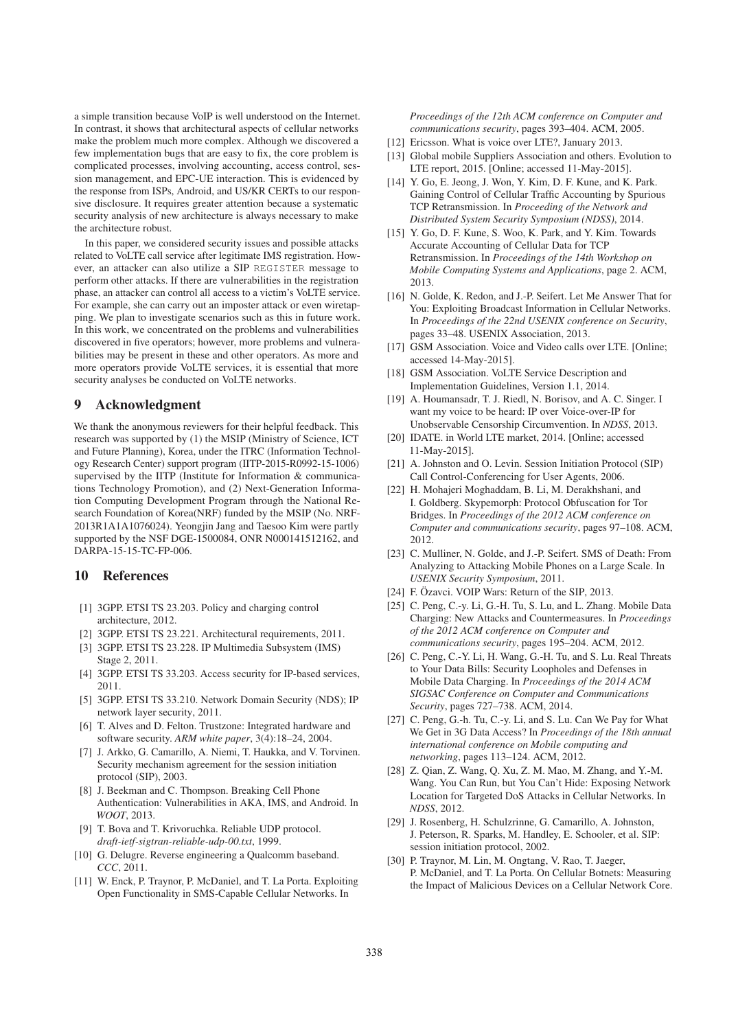a simple transition because VoIP is well understood on the Internet. In contrast, it shows that architectural aspects of cellular networks make the problem much more complex. Although we discovered a few implementation bugs that are easy to fix, the core problem is complicated processes, involving accounting, access control, session management, and EPC-UE interaction. This is evidenced by the response from ISPs, Android, and US/KR CERTs to our responsive disclosure. It requires greater attention because a systematic security analysis of new architecture is always necessary to make the architecture robust.

In this paper, we considered security issues and possible attacks related to VoLTE call service after legitimate IMS registration. However, an attacker can also utilize a SIP REGISTER message to perform other attacks. If there are vulnerabilities in the registration phase, an attacker can control all access to a victim's VoLTE service. For example, she can carry out an imposter attack or even wiretapping. We plan to investigate scenarios such as this in future work. In this work, we concentrated on the problems and vulnerabilities discovered in five operators; however, more problems and vulnerabilities may be present in these and other operators. As more and more operators provide VoLTE services, it is essential that more security analyses be conducted on VoLTE networks.

## 9 Acknowledgment

We thank the anonymous reviewers for their helpful feedback. This research was supported by (1) the MSIP (Ministry of Science, ICT and Future Planning), Korea, under the ITRC (Information Technology Research Center) support program (IITP-2015-R0992-15-1006) supervised by the IITP (Institute for Information & communications Technology Promotion), and (2) Next-Generation Information Computing Development Program through the National Research Foundation of Korea(NRF) funded by the MSIP (No. NRF-2013R1A1A1076024). Yeongjin Jang and Taesoo Kim were partly supported by the NSF DGE-1500084, ONR N000141512162, and DARPA-15-15-TC-FP-006.

## 10 References

[1] 3GPP. ETSI TS 23.203. Policy and charging control architecture, 2012.

[2] 3GPP. ETSI TS 23.221. Architectural requirements, 2011.

[3] 3GPP. ETSI TS 23.228. IP Multimedia Subsystem (IMS) Stage 2, 2011.

[4] 3GPP. ETSI TS 33.203. Access security for IP-based services, 2011.

[5] 3GPP. ETSI TS 33.210. Network Domain Security (NDS); IP network layer security, 2011.

[6] T. Alves and D. Felton. Trustzone: Integrated hardware and software security. *ARM white paper*, 3(4):18–24, 2004.

[7] J. Arkko, G. Camarillo, A. Niemi, T. Haukka, and V. Torvinen. Security mechanism agreement for the session initiation protocol (SIP), 2003.

[8] J. Beekman and C. Thompson. Breaking Cell Phone Authentication: Vulnerabilities in AKA, IMS, and Android. In *WOOT*, 2013.

[9] T. Bova and T. Krivoruchka. Reliable UDP protocol. *draft-ietf-sigtran-reliable-udp-00.txt*, 1999.

[10] G. Delugre. Reverse engineering a Qualcomm baseband. *CCC*, 2011.

[11] W. Enck, P. Traynor, P. McDaniel, and T. La Porta. Exploiting Open Functionality in SMS-Capable Cellular Networks. In *Proceedings of the 12th ACM conference on Computer and communications security*, pages 393–404. ACM, 2005.

[12] Ericsson. What is voice over LTE?, January 2013.

[13] Global mobile Suppliers Association and others. Evolution to LTE report, 2015. [Online; accessed 11-May-2015].

[14] Y. Go, E. Jeong, J. Won, Y. Kim, D. F. Kune, and K. Park. Gaining Control of Cellular Traffic Accounting by Spurious TCP Retransmission. In *Proceeding of the Network and Distributed System Security Symposium (NDSS)*, 2014.

[15] Y. Go, D. F. Kune, S. Woo, K. Park, and Y. Kim. Towards Accurate Accounting of Cellular Data for TCP Retransmission. In *Proceedings of the 14th Workshop on Mobile Computing Systems and Applications*, page 2. ACM, 2013.

[16] N. Golde, K. Redon, and J.-P. Seifert. Let Me Answer That for You: Exploiting Broadcast Information in Cellular Networks. In *Proceedings of the 22nd USENIX conference on Security*, pages 33–48. USENIX Association, 2013.

[17] GSM Association. Voice and Video calls over LTE. [Online; accessed 14-May-2015].

[18] GSM Association. VoLTE Service Description and Implementation Guidelines, Version 1.1, 2014.

[19] A. Houmansadr, T. J. Riedl, N. Borisov, and A. C. Singer. I want my voice to be heard: IP over Voice-over-IP for Unobservable Censorship Circumvention. In *NDSS*, 2013.

[20] IDATE. in World LTE market, 2014. [Online; accessed 11-May-2015].

[21] A. Johnston and O. Levin. Session Initiation Protocol (SIP) Call Control-Conferencing for User Agents, 2006.

[22] H. Mohajeri Moghaddam, B. Li, M. Derakhshani, and I. Goldberg. Skypemorph: Protocol Obfuscation for Tor Bridges. In *Proceedings of the 2012 ACM conference on Computer and communications security*, pages 97–108. ACM, 2012.

[23] C. Mulliner, N. Golde, and J.-P. Seifert. SMS of Death: From Analyzing to Attacking Mobile Phones on a Large Scale. In *USENIX Security Symposium*, 2011.

[24] F. Özavci. VOIP Wars: Return of the SIP, 2013.

[25] C. Peng, C.-y. Li, G.-H. Tu, S. Lu, and L. Zhang. Mobile Data Charging: New Attacks and Countermeasures. In *Proceedings of the 2012 ACM conference on Computer and communications security*, pages 195–204. ACM, 2012.

[26] C. Peng, C.-Y. Li, H. Wang, G.-H. Tu, and S. Lu. Real Threats to Your Data Bills: Security Loopholes and Defenses in Mobile Data Charging. In *Proceedings of the 2014 ACM SIGSAC Conference on Computer and Communications Security*, pages 727–738. ACM, 2014.

[27] C. Peng, G.-h. Tu, C.-y. Li, and S. Lu. Can We Pay for What We Get in 3G Data Access? In *Proceedings of the 18th annual international conference on Mobile computing and networking*, pages 113–124. ACM, 2012.

[28] Z. Qian, Z. Wang, Q. Xu, Z. M. Mao, M. Zhang, and Y.-M. Wang. You Can Run, but You Can't Hide: Exposing Network Location for Targeted DoS Attacks in Cellular Networks. In *NDSS*, 2012.

[29] J. Rosenberg, H. Schulzrinne, G. Camarillo, A. Johnston, J. Peterson, R. Sparks, M. Handley, E. Schooler, et al. SIP: session initiation protocol, 2002.

[30] P. Traynor, M. Lin, M. Ongtang, V. Rao, T. Jaeger, P. McDaniel, and T. La Porta. On Cellular Botnets: Measuring the Impact of Malicious Devices on a Cellular Network Core.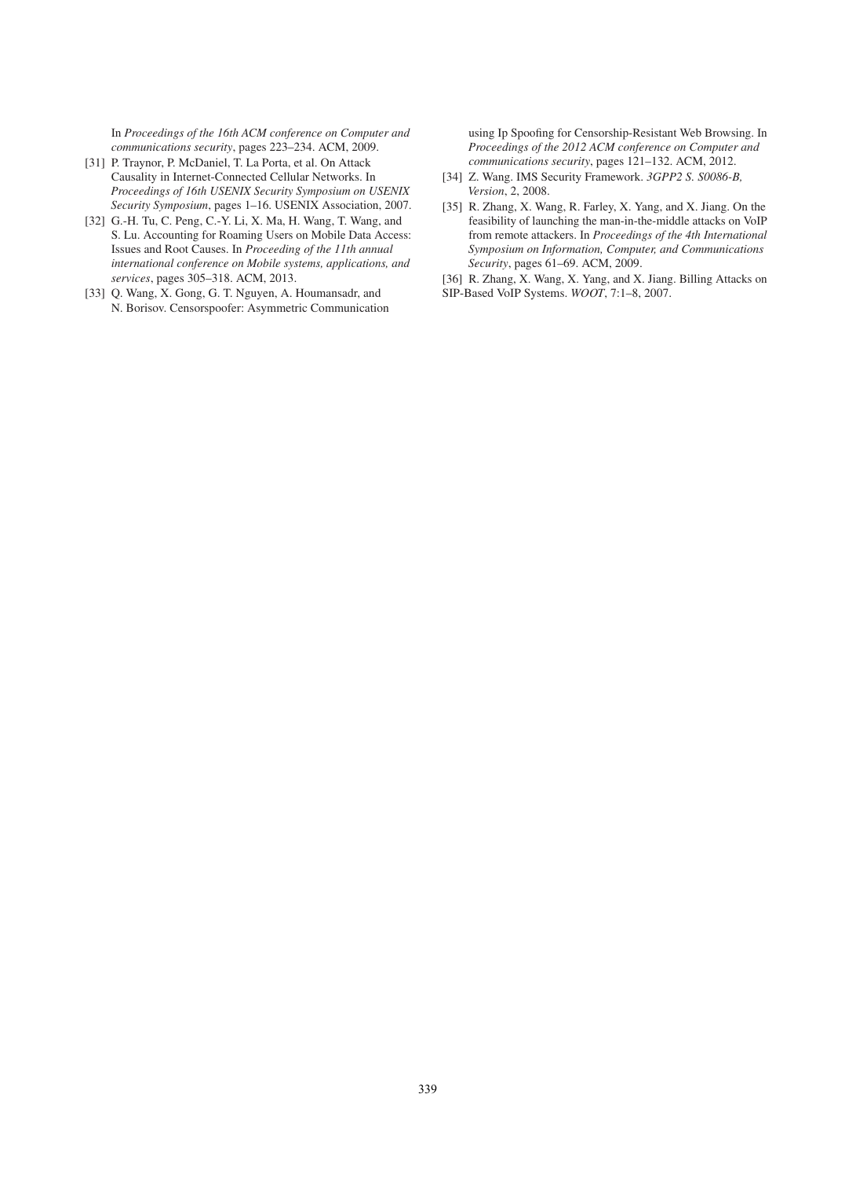In *Proceedings of the 16th ACM conference on Computer and communications security*, pages 223–234. ACM, 2009.

[31] P. Traynor, P. McDaniel, T. La Porta, et al. On Attack Causality in Internet-Connected Cellular Networks. In *Proceedings of 16th USENIX Security Symposium on USENIX Security Symposium*, pages 1–16. USENIX Association, 2007.

[32] G.-H. Tu, C. Peng, C.-Y. Li, X. Ma, H. Wang, T. Wang, and S. Lu. Accounting for Roaming Users on Mobile Data Access: Issues and Root Causes. In *Proceeding of the 11th annual international conference on Mobile systems, applications, and services*, pages 305–318. ACM, 2013.

[33] Q. Wang, X. Gong, G. T. Nguyen, A. Houmansadr, and N. Borisov. Censorspoofer: Asymmetric Communication using Ip Spoofing for Censorship-Resistant Web Browsing. In *Proceedings of the 2012 ACM conference on Computer and communications security*, pages 121–132. ACM, 2012.

[34] Z. Wang. IMS Security Framework. *3GPP2 S. S0086-B, Version*, 2, 2008.

[35] R. Zhang, X. Wang, R. Farley, X. Yang, and X. Jiang. On the feasibility of launching the man-in-the-middle attacks on VoIP from remote attackers. In *Proceedings of the 4th International Symposium on Information, Computer, and Communications Security*, pages 61–69. ACM, 2009.

[36] R. Zhang, X. Wang, X. Yang, and X. Jiang. Billing Attacks on SIP-Based VoIP Systems. *WOOT*, 7:1–8, 2007.